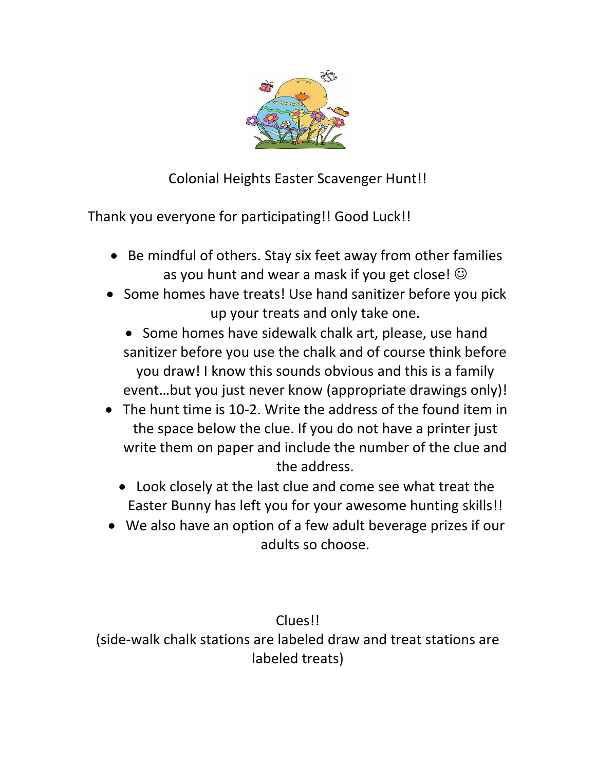# Colonial Heights Easter Scavenger Hunt!!

Thank you everyone for participating!! Good Luck!!

- Be mindful of others. Stay six feet away from other families as you hunt and wear a mask if you get close! ☺
- Some homes have treats! Use hand sanitizer before you pick up your treats and only take one.
- Some homes have sidewalk chalk art, please, use hand sanitizer before you use the chalk and of course think before you draw! I know this sounds obvious and this is a family event…but you just never know (appropriate drawings only)!
- The hunt time is 10-2. Write the address of the found item in the space below the clue. If you do not have a printer just write them on paper and include the number of the clue and the address.
- Look closely at the last clue and come see what treat the Easter Bunny has left you for your awesome hunting skills!!
- We also have an option of a few adult beverage prizes if our adults so choose.

## Clues!!

(side-walk chalk stations are labeled draw and treat stations are labeled treats)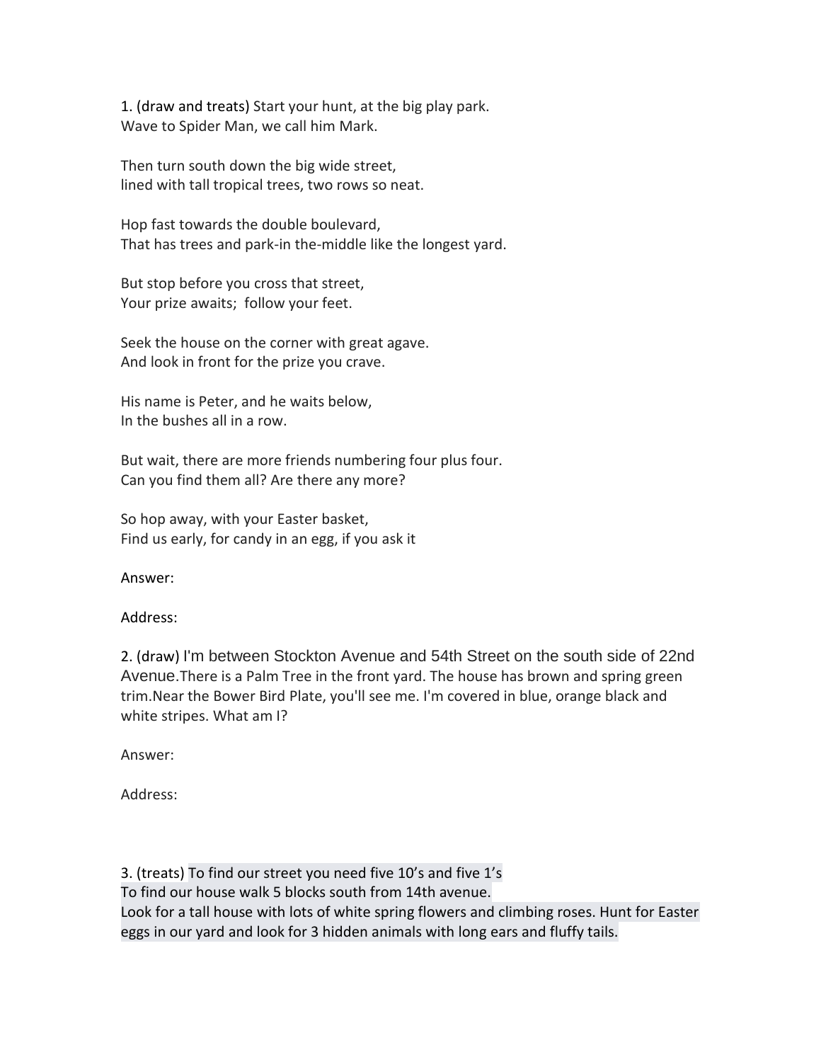1. (draw and treats) Start your hunt, at the big play park.
Wave to Spider Man, we call him Mark.

Then turn south down the big wide street,
lined with tall tropical trees, two rows so neat.

Hop fast towards the double boulevard,
That has trees and park-in the-middle like the longest yard.

But stop before you cross that street,
Your prize awaits;  follow your feet.

Seek the house on the corner with great agave.
And look in front for the prize you crave.

His name is Peter, and he waits below,
In the bushes all in a row.

But wait, there are more friends numbering four plus four.
Can you find them all? Are there any more?

So hop away, with your Easter basket,
Find us early, for candy in an egg, if you ask it

Answer:

Address:

2. (draw) I'm between Stockton Avenue and 54th Street on the south side of 22nd Avenue.There is a Palm Tree in the front yard. The house has brown and spring green trim.Near the Bower Bird Plate, you'll see me. I'm covered in blue, orange black and white stripes. What am I?

Answer:

Address:

3. (treats) To find our street you need five 10's and five 1's
To find our house walk 5 blocks south from 14th avenue.
Look for a tall house with lots of white spring flowers and climbing roses. Hunt for Easter eggs in our yard and look for 3 hidden animals with long ears and fluffy tails.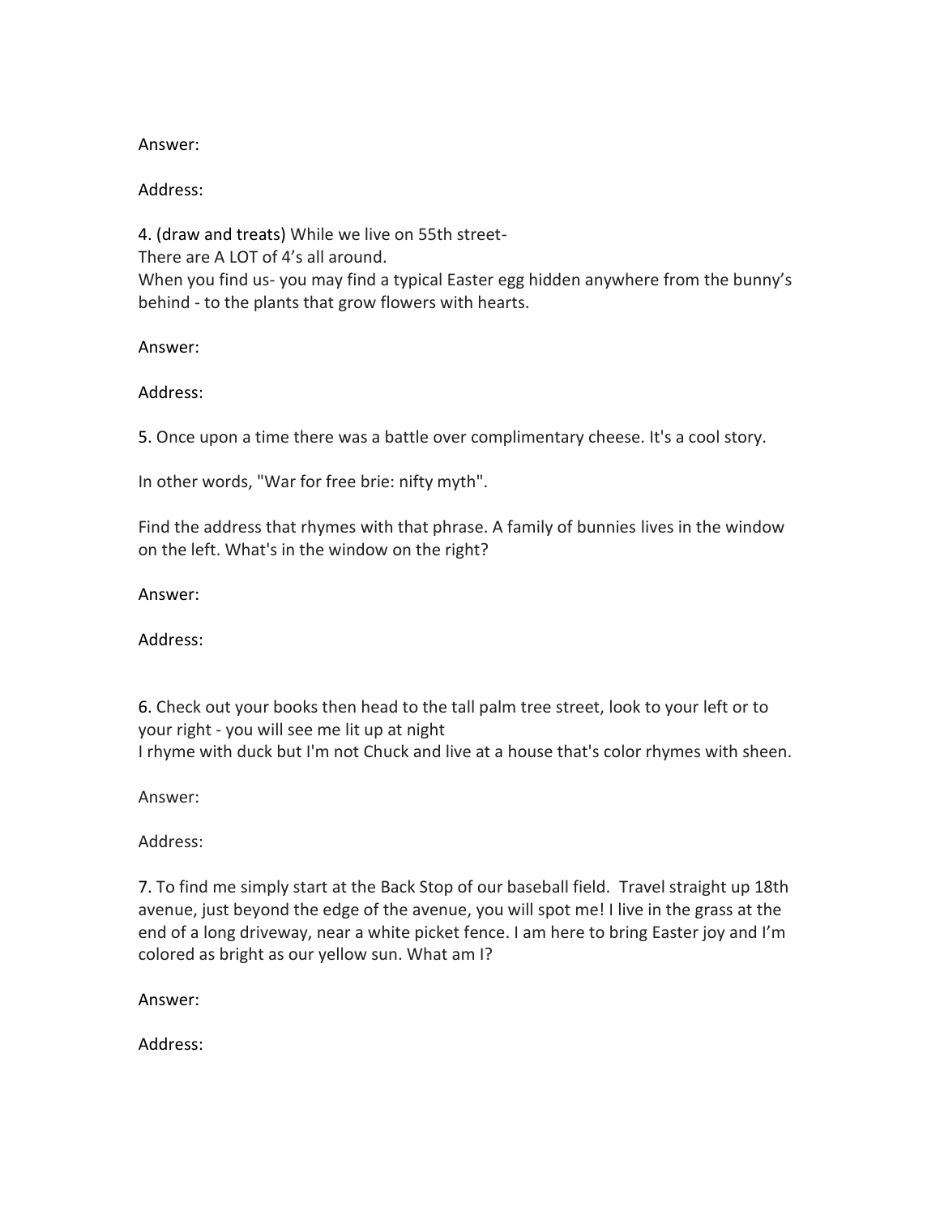Answer:

Address:

4. (draw and treats) While we live on 55th street-
There are A LOT of 4's all around.
When you find us- you may find a typical Easter egg hidden anywhere from the bunny's behind - to the plants that grow flowers with hearts.

Answer:

Address:

5. Once upon a time there was a battle over complimentary cheese. It's a cool story.

In other words, "War for free brie: nifty myth".

Find the address that rhymes with that phrase. A family of bunnies lives in the window on the left. What's in the window on the right?

Answer:

Address:

6. Check out your books then head to the tall palm tree street, look to your left or to your right - you will see me lit up at night
I rhyme with duck but I'm not Chuck and live at a house that's color rhymes with sheen.

Answer:

Address:

7. To find me simply start at the Back Stop of our baseball field. Travel straight up 18th avenue, just beyond the edge of the avenue, you will spot me! I live in the grass at the end of a long driveway, near a white picket fence. I am here to bring Easter joy and I'm colored as bright as our yellow sun. What am I?

Answer:

Address: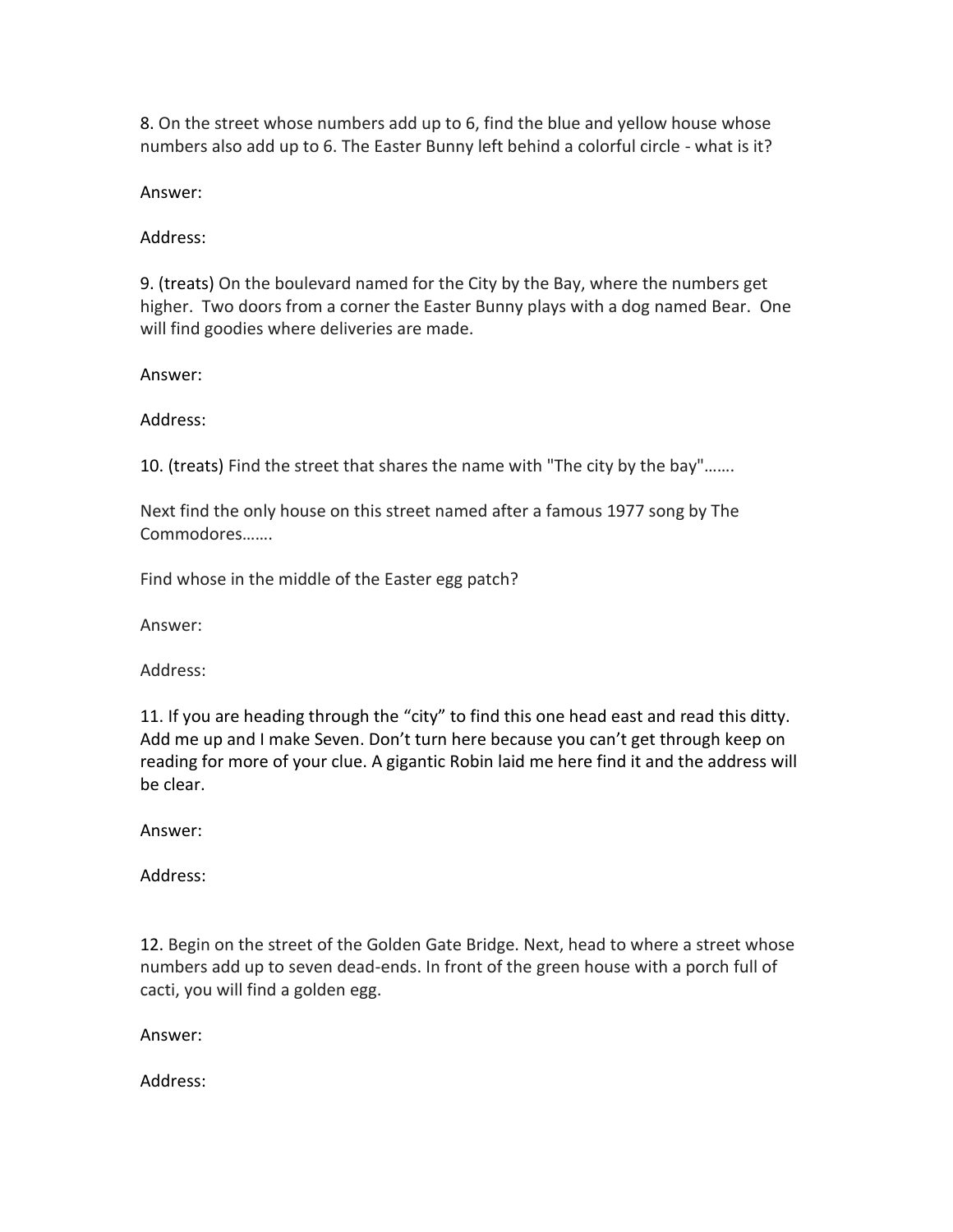8. On the street whose numbers add up to 6, find the blue and yellow house whose numbers also add up to 6. The Easter Bunny left behind a colorful circle - what is it?

Answer:

Address:

9. (treats) On the boulevard named for the City by the Bay, where the numbers get higher. Two doors from a corner the Easter Bunny plays with a dog named Bear. One will find goodies where deliveries are made.

Answer:

Address:

10. (treats) Find the street that shares the name with "The city by the bay"…….

Next find the only house on this street named after a famous 1977 song by The Commodores…….

Find whose in the middle of the Easter egg patch?

Answer:

Address:

11. If you are heading through the "city" to find this one head east and read this ditty. Add me up and I make Seven. Don't turn here because you can't get through keep on reading for more of your clue. A gigantic Robin laid me here find it and the address will be clear.

Answer:

Address:

12. Begin on the street of the Golden Gate Bridge. Next, head to where a street whose numbers add up to seven dead-ends. In front of the green house with a porch full of cacti, you will find a golden egg.

Answer:

Address: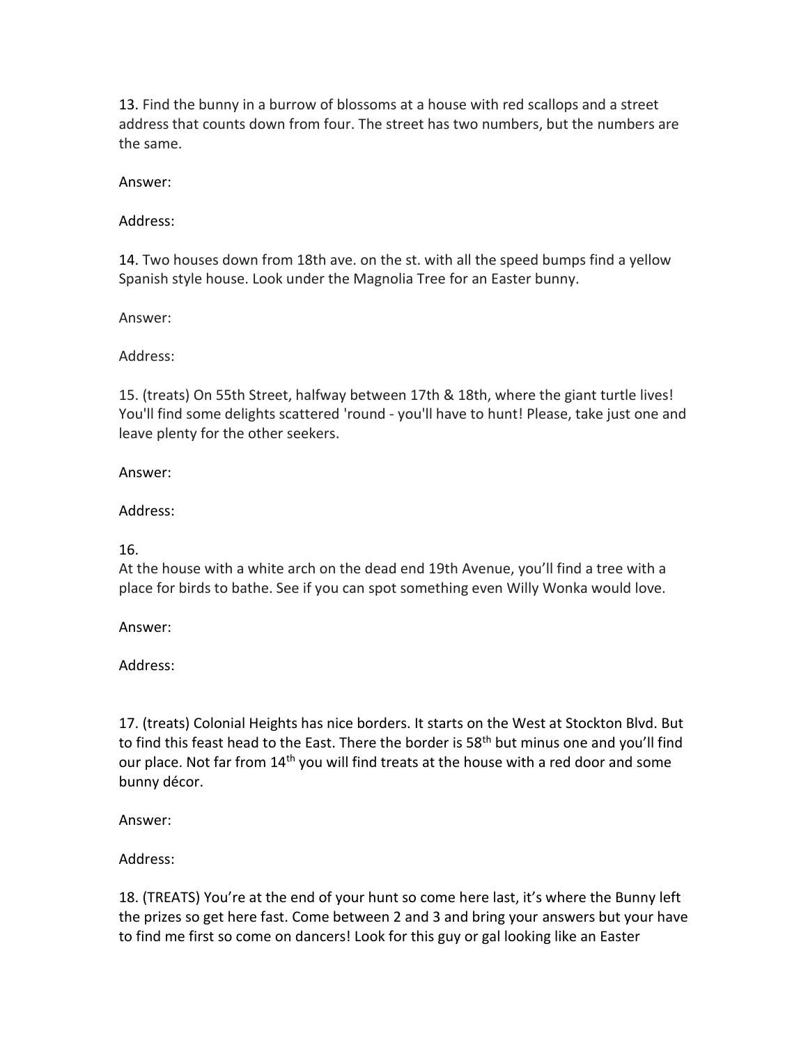13. Find the bunny in a burrow of blossoms at a house with red scallops and a street address that counts down from four. The street has two numbers, but the numbers are the same.

Answer:

Address:

14. Two houses down from 18th ave. on the st. with all the speed bumps find a yellow Spanish style house. Look under the Magnolia Tree for an Easter bunny.

Answer:

Address:

15. (treats) On 55th Street, halfway between 17th & 18th, where the giant turtle lives! You'll find some delights scattered 'round - you'll have to hunt! Please, take just one and leave plenty for the other seekers.

Answer:

Address:

16.
At the house with a white arch on the dead end 19th Avenue, you'll find a tree with a place for birds to bathe. See if you can spot something even Willy Wonka would love.

Answer:

Address:

17. (treats) Colonial Heights has nice borders. It starts on the West at Stockton Blvd. But to find this feast head to the East. There the border is 58th but minus one and you'll find our place. Not far from 14th you will find treats at the house with a red door and some bunny décor.

Answer:

Address:

18. (TREATS) You're at the end of your hunt so come here last, it's where the Bunny left the prizes so get here fast. Come between 2 and 3 and bring your answers but your have to find me first so come on dancers! Look for this guy or gal looking like an Easter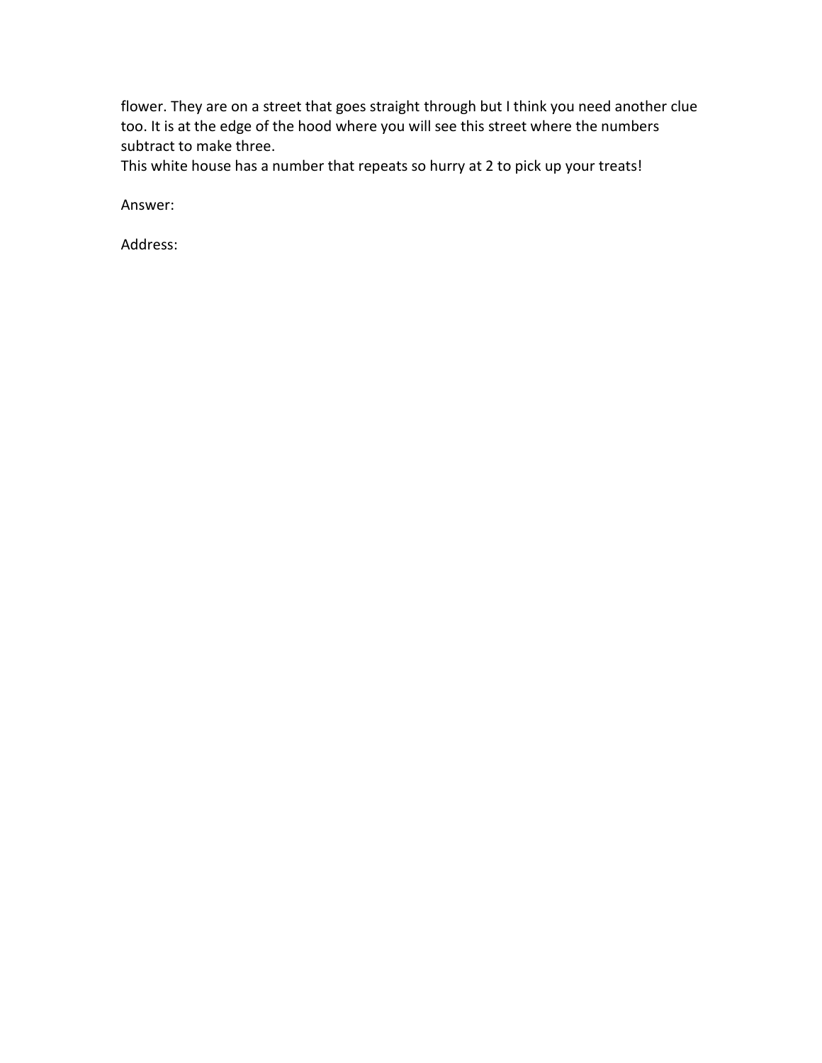flower. They are on a street that goes straight through but I think you need another clue too. It is at the edge of the hood where you will see this street where the numbers subtract to make three.
This white house has a number that repeats so hurry at 2 to pick up your treats!

Answer:

Address: